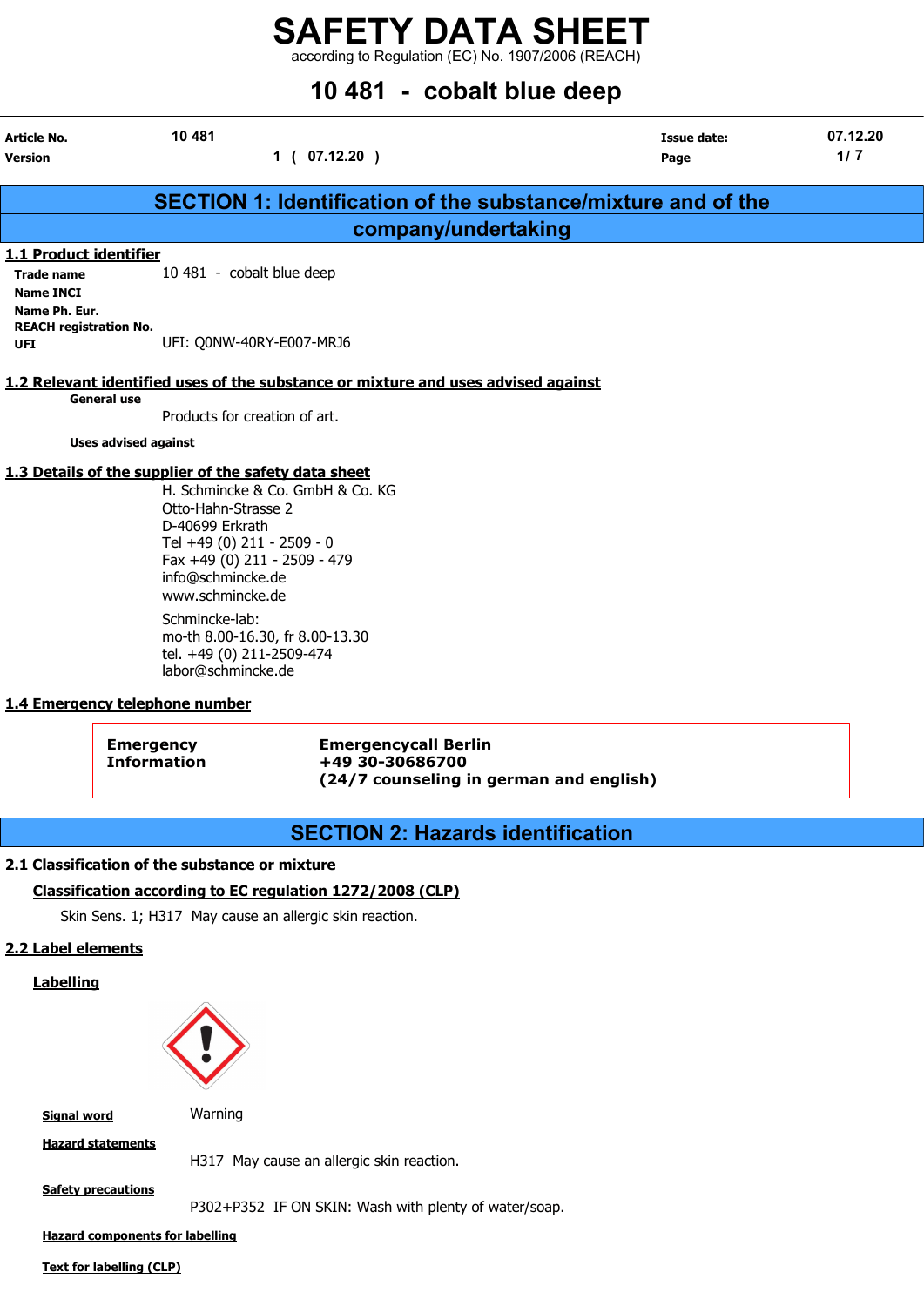# SAFETY DATA SHEET

according to Regulation (EC) No. 1907/2006 (REACH)

# 10 481 - cobalt blue deep

| | | | |
|---|---|---|---|
| **Article No.** | 10 481 | **Issue date:** | 07.12.20 |
| **Version** | 1 ( 07.12.20 ) | **Page** | 1 / 7 |

## SECTION 1: Identification of the substance/mixture and of the company/undertaking

### 1.1 Product identifier

**Trade name** 10 481 - cobalt blue deep
**Name INCI**
**Name Ph. Eur.**
**REACH registration No.**
**UFI** UFI: Q0NW-40RY-E007-MRJ6

### 1.2 Relevant identified uses of the substance or mixture and uses advised against

**General use**

Products for creation of art.

**Uses advised against**

### 1.3 Details of the supplier of the safety data sheet

H. Schmincke & Co. GmbH & Co. KG
Otto-Hahn-Strasse 2
D-40699 Erkrath
Tel +49 (0) 211 - 2509 - 0
Fax +49 (0) 211 - 2509 - 479
info@schmincke.de
www.schmincke.de

Schmincke-lab:
mo-th 8.00-16.30, fr 8.00-13.30
tel. +49 (0) 211-2509-474
labor@schmincke.de

### 1.4 Emergency telephone number

| | |
|---|---|
| **Emergency Information** | **Emergencycall Berlin** **+49 30-30686700** **(24/7 counseling in german and english)** |

## SECTION 2: Hazards identification

### 2.1 Classification of the substance or mixture

**Classification according to EC regulation 1272/2008 (CLP)**

Skin Sens. 1; H317 May cause an allergic skin reaction.

### 2.2 Label elements

**Labelling**

**Signal word** Warning

**Hazard statements**

H317 May cause an allergic skin reaction.

**Safety precautions**

P302+P352 IF ON SKIN: Wash with plenty of water/soap.

**Hazard components for labelling**

**Text for labelling (CLP)**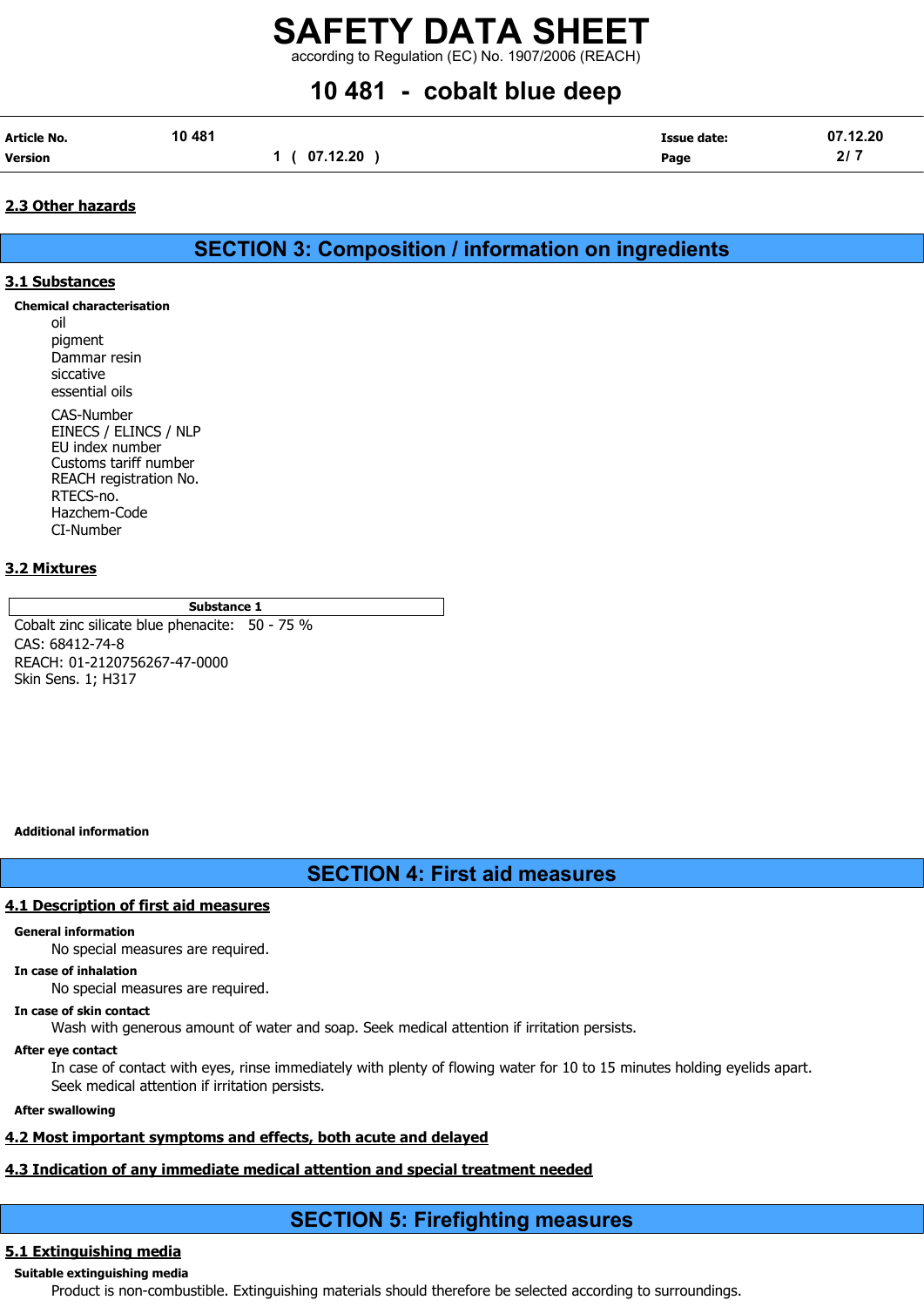## 2.3 Other hazards

# SECTION 3: Composition / information on ingredients

## 3.1 Substances

**Chemical characterisation**

oil
pigment
Dammar resin
siccative
essential oils

CAS-Number
EINECS / ELINCS / NLP
EU index number
Customs tariff number
REACH registration No.
RTECS-no.
Hazchem-Code
CI-Number

## 3.2 Mixtures

| Substance 1 |
|---|
| Cobalt zinc silicate blue phenacite: 50 - 75 %<br>CAS: 68412-74-8<br>REACH: 01-2120756267-47-0000<br>Skin Sens. 1; H317 |

**Additional information**

# SECTION 4: First aid measures

## 4.1 Description of first aid measures

**General information**

No special measures are required.

**In case of inhalation**

No special measures are required.

**In case of skin contact**

Wash with generous amount of water and soap. Seek medical attention if irritation persists.

**After eye contact**

In case of contact with eyes, rinse immediately with plenty of flowing water for 10 to 15 minutes holding eyelids apart. Seek medical attention if irritation persists.

**After swallowing**

## 4.2 Most important symptoms and effects, both acute and delayed

## 4.3 Indication of any immediate medical attention and special treatment needed

# SECTION 5: Firefighting measures

## 5.1 Extinguishing media

**Suitable extinguishing media**

Product is non-combustible. Extinguishing materials should therefore be selected according to surroundings.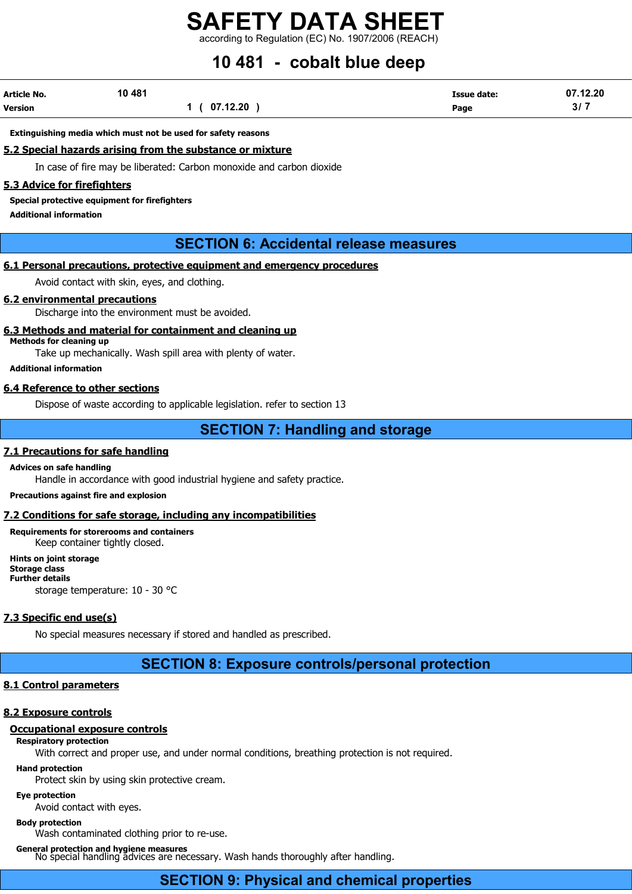**Extinguishing media which must not be used for safety reasons**

## 5.2 Special hazards arising from the substance or mixture

In case of fire may be liberated: Carbon monoxide and carbon dioxide

## 5.3 Advice for firefighters

**Special protective equipment for firefighters**

**Additional information**

# SECTION 6: Accidental release measures

## 6.1 Personal precautions, protective equipment and emergency procedures

Avoid contact with skin, eyes, and clothing.

## 6.2 environmental precautions

Discharge into the environment must be avoided.

## 6.3 Methods and material for containment and cleaning up

**Methods for cleaning up**

Take up mechanically. Wash spill area with plenty of water.

**Additional information**

## 6.4 Reference to other sections

Dispose of waste according to applicable legislation. refer to section 13

# SECTION 7: Handling and storage

## 7.1 Precautions for safe handling

**Advices on safe handling**

Handle in accordance with good industrial hygiene and safety practice.

**Precautions against fire and explosion**

## 7.2 Conditions for safe storage, including any incompatibilities

**Requirements for storerooms and containers**

Keep container tightly closed.

**Hints on joint storage**

**Storage class**

**Further details**

storage temperature: 10 - 30 °C

## 7.3 Specific end use(s)

No special measures necessary if stored and handled as prescribed.

# SECTION 8: Exposure controls/personal protection

## 8.1 Control parameters

## 8.2 Exposure controls

### Occupational exposure controls

**Respiratory protection**

With correct and proper use, and under normal conditions, breathing protection is not required.

**Hand protection**

Protect skin by using skin protective cream.

**Eye protection**

Avoid contact with eyes.

**Body protection**

Wash contaminated clothing prior to re-use.

**General protection and hygiene measures**

No special handling advices are necessary. Wash hands thoroughly after handling.

# SECTION 9: Physical and chemical properties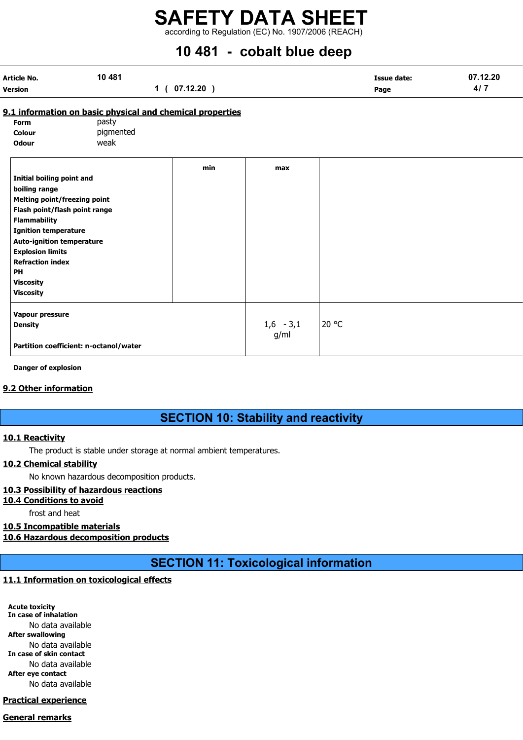### 9.1 information on basic physical and chemical properties

**Form** pasty

**Colour** pigmented

**Odour** weak

| | min | max | |
|---|---|---|---|
| **Initial boiling point and boiling range** | | | |
| **Melting point/freezing point** | | | |
| **Flash point/flash point range** | | | |
| **Flammability** | | | |
| **Ignition temperature** | | | |
| **Auto-ignition temperature** | | | |
| **Explosion limits** | | | |
| **Refraction index** | | | |
| **PH** | | | |
| **Viscosity** | | | |
| **Viscosity** | | | |
| **Vapour pressure** | | | |
| **Density** | | 1,6 - 3,1 g/ml | 20 °C |
| **Partition coefficient: n-octanol/water** | | | |

**Danger of explosion**

### 9.2 Other information

## SECTION 10: Stability and reactivity

### 10.1 Reactivity

The product is stable under storage at normal ambient temperatures.

### 10.2 Chemical stability

No known hazardous decomposition products.

### 10.3 Possibility of hazardous reactions

### 10.4 Conditions to avoid

frost and heat

### 10.5 Incompatible materials

### 10.6 Hazardous decomposition products

## SECTION 11: Toxicological information

### 11.1 Information on toxicological effects

**Acute toxicity**

**In case of inhalation**

No data available

**After swallowing**

No data available

**In case of skin contact**

No data available

**After eye contact**

No data available

### Practical experience

### General remarks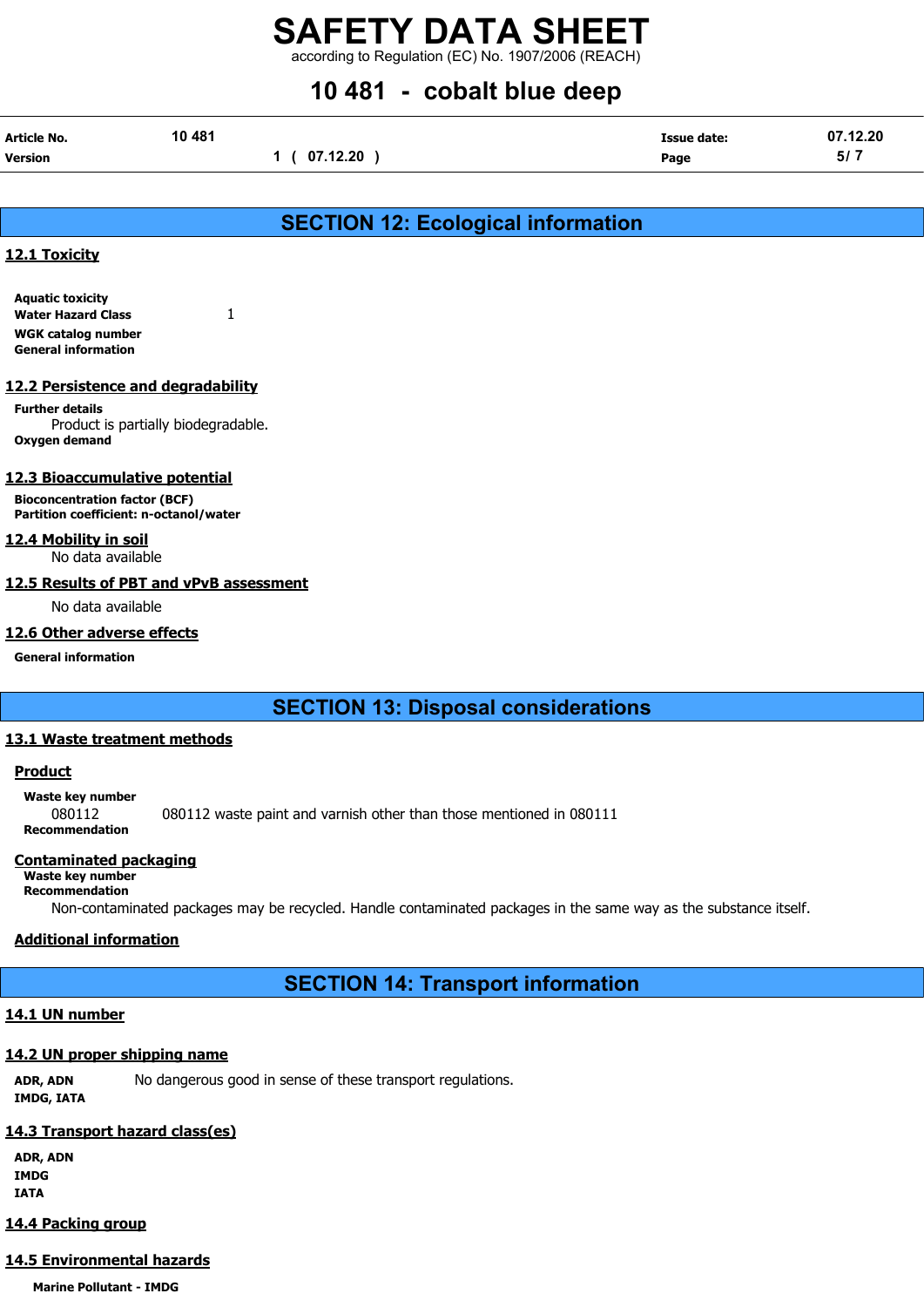# SAFETY DATA SHEET

according to Regulation (EC) No. 1907/2006 (REACH)

# 10 481 - cobalt blue deep

| Article No. | 10 481 | Issue date: | 07.12.20 |
|---|---|---|---|
| Version | 1 ( 07.12.20 ) | Page | 5/ 7 |

## SECTION 12: Ecological information

### 12.1 Toxicity

**Aquatic toxicity**

**Water Hazard Class** 1

**WGK catalog number**

**General information**

### 12.2 Persistence and degradability

**Further details**

Product is partially biodegradable.

**Oxygen demand**

### 12.3 Bioaccumulative potential

**Bioconcentration factor (BCF)**

**Partition coefficient: n-octanol/water**

### 12.4 Mobility in soil

No data available

### 12.5 Results of PBT and vPvB assessment

No data available

### 12.6 Other adverse effects

**General information**

## SECTION 13: Disposal considerations

### 13.1 Waste treatment methods

**Product**

**Waste key number**

080112 080112 waste paint and varnish other than those mentioned in 080111

**Recommendation**

**Contaminated packaging**

**Waste key number**

**Recommendation**

Non-contaminated packages may be recycled. Handle contaminated packages in the same way as the substance itself.

**Additional information**

## SECTION 14: Transport information

### 14.1 UN number

### 14.2 UN proper shipping name

**ADR, ADN** No dangerous good in sense of these transport regulations.

**IMDG, IATA**

### 14.3 Transport hazard class(es)

**ADR, ADN**

**IMDG**

**IATA**

### 14.4 Packing group

### 14.5 Environmental hazards

**Marine Pollutant - IMDG**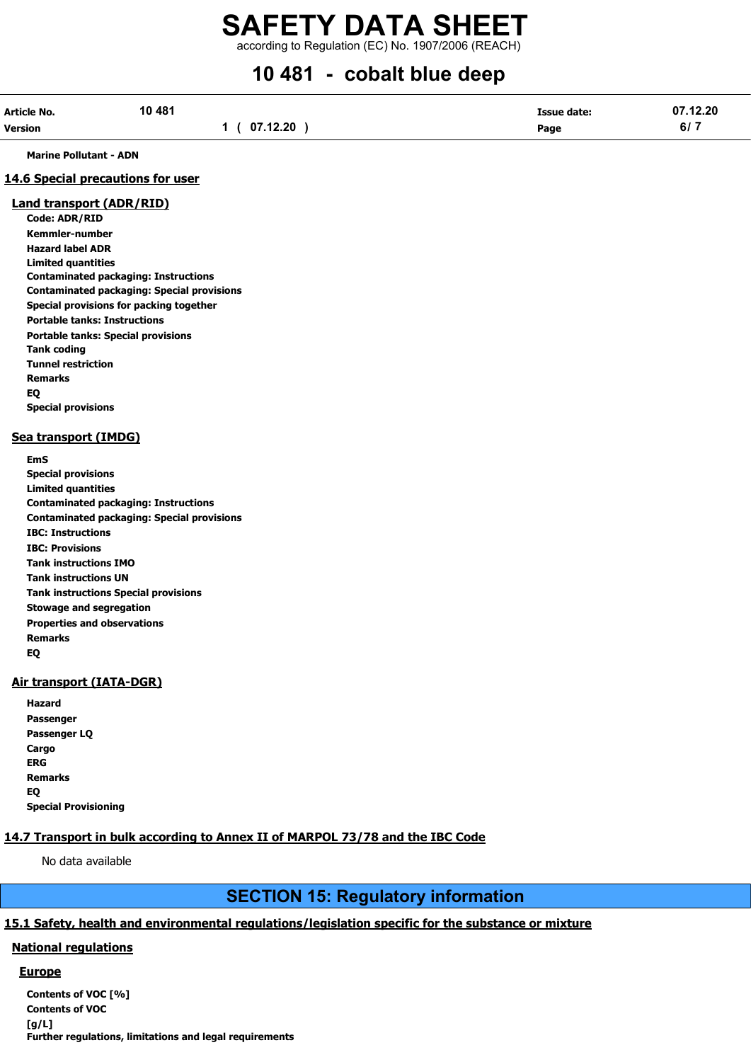**Marine Pollutant - ADN**

## 14.6 Special precautions for user

### Land transport (ADR/RID)

**Code: ADR/RID**
**Kemmler-number**
**Hazard label ADR**
**Limited quantities**
**Contaminated packaging: Instructions**
**Contaminated packaging: Special provisions**
**Special provisions for packing together**
**Portable tanks: Instructions**
**Portable tanks: Special provisions**
**Tank coding**
**Tunnel restriction**
**Remarks**
**EQ**
**Special provisions**

### Sea transport (IMDG)

**EmS**
**Special provisions**
**Limited quantities**
**Contaminated packaging: Instructions**
**Contaminated packaging: Special provisions**
**IBC: Instructions**
**IBC: Provisions**
**Tank instructions IMO**
**Tank instructions UN**
**Tank instructions Special provisions**
**Stowage and segregation**
**Properties and observations**
**Remarks**
**EQ**

### Air transport (IATA-DGR)

**Hazard**
**Passenger**
**Passenger LQ**
**Cargo**
**ERG**
**Remarks**
**EQ**
**Special Provisioning**

## 14.7 Transport in bulk according to Annex II of MARPOL 73/78 and the IBC Code

No data available

# SECTION 15: Regulatory information

## 15.1 Safety, health and environmental regulations/legislation specific for the substance or mixture

### National regulations

#### Europe

**Contents of VOC [%]**
**Contents of VOC [g/L]**
**Further regulations, limitations and legal requirements**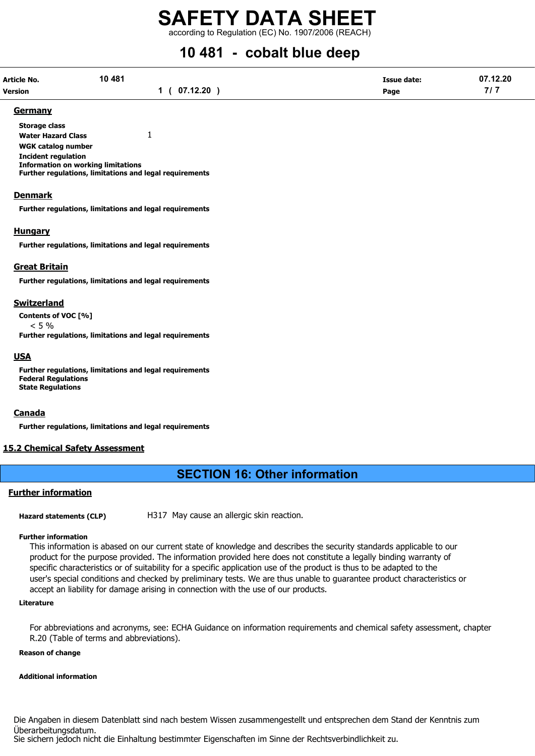## Germany

**Storage class**

**Water Hazard Class** 1

**WGK catalog number**

**Incident regulation**

**Information on working limitations**

**Further regulations, limitations and legal requirements**

## Denmark

**Further regulations, limitations and legal requirements**

## Hungary

**Further regulations, limitations and legal requirements**

## Great Britain

**Further regulations, limitations and legal requirements**

## Switzerland

**Contents of VOC [%]**

< 5 %

**Further regulations, limitations and legal requirements**

## USA

**Further regulations, limitations and legal requirements**

**Federal Regulations**

**State Regulations**

## Canada

**Further regulations, limitations and legal requirements**

## 15.2 Chemical Safety Assessment

# SECTION 16: Other information

## Further information

**Hazard statements (CLP)** H317 May cause an allergic skin reaction.

**Further information**

This information is abased on our current state of knowledge and describes the security standards applicable to our product for the purpose provided. The information provided here does not constitute a legally binding warranty of specific characteristics or of suitability for a specific application use of the product is thus to be adapted to the user's special conditions and checked by preliminary tests. We are thus unable to guarantee product characteristics or accept an liability for damage arising in connection with the use of our products.

**Literature**

For abbreviations and acronyms, see: ECHA Guidance on information requirements and chemical safety assessment, chapter R.20 (Table of terms and abbreviations).

**Reason of change**

**Additional information**

Die Angaben in diesem Datenblatt sind nach bestem Wissen zusammengestellt und entsprechen dem Stand der Kenntnis zum Überarbeitungsdatum.
Sie sichern jedoch nicht die Einhaltung bestimmter Eigenschaften im Sinne der Rechtsverbindlichkeit zu.